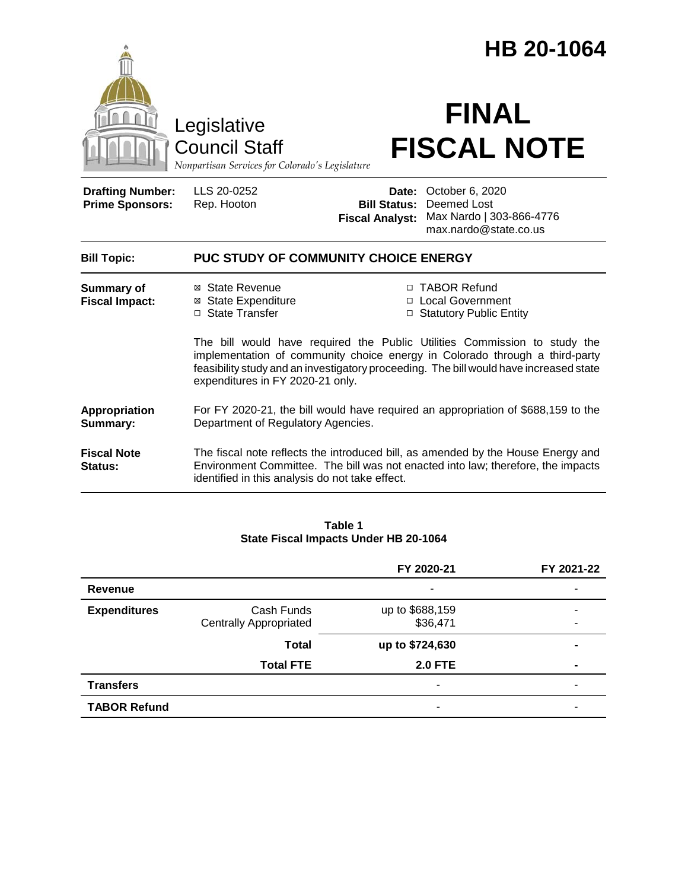# HB 20-1064

Legislative Council Staff

*Nonpartisan Services for Colorado's Legislature*

# FINAL FISCAL NOTE

| | | | |
|---|---|---|---|
| **Drafting Number:** | LLS 20-0252 | **Date:** | October 6, 2020 |
| **Prime Sponsors:** | Rep. Hooton | **Bill Status:** | Deemed Lost |
| | | **Fiscal Analyst:** | Max Nardo \| 303-866-4776 max.nardo@state.co.us |

**Bill Topic:** **PUC STUDY OF COMMUNITY CHOICE ENERGY**

**Summary of Fiscal Impact:**

- ☒ State Revenue
- ☒ State Expenditure
- ☐ State Transfer
- ☐ TABOR Refund
- ☐ Local Government
- ☐ Statutory Public Entity

The bill would have required the Public Utilities Commission to study the implementation of community choice energy in Colorado through a third-party feasibility study and an investigatory proceeding. The bill would have increased state expenditures in FY 2020-21 only.

**Appropriation Summary:** For FY 2020-21, the bill would have required an appropriation of $688,159 to the Department of Regulatory Agencies.

**Fiscal Note Status:** The fiscal note reflects the introduced bill, as amended by the House Energy and Environment Committee. The bill was not enacted into law; therefore, the impacts identified in this analysis do not take effect.

**Table 1**
**State Fiscal Impacts Under HB 20-1064**

| | | FY 2020-21 | FY 2021-22 |
|---|---|---|---|
| **Revenue** | | - | - |
| **Expenditures** | Cash Funds | up to $688,159 | - |
| | Centrally Appropriated | $36,471 | - |
| | **Total** | **up to $724,630** | **-** |
| | **Total FTE** | **2.0 FTE** | **-** |
| **Transfers** | | - | - |
| **TABOR Refund** | | - | - |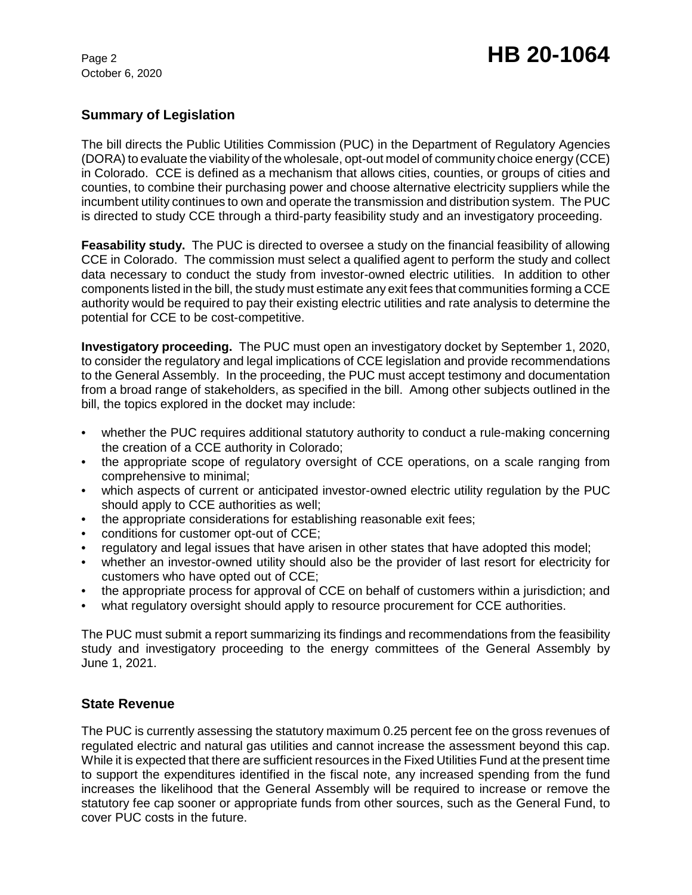## Summary of Legislation

The bill directs the Public Utilities Commission (PUC) in the Department of Regulatory Agencies (DORA) to evaluate the viability of the wholesale, opt-out model of community choice energy (CCE) in Colorado. CCE is defined as a mechanism that allows cities, counties, or groups of cities and counties, to combine their purchasing power and choose alternative electricity suppliers while the incumbent utility continues to own and operate the transmission and distribution system. The PUC is directed to study CCE through a third-party feasibility study and an investigatory proceeding.

**Feasability study.** The PUC is directed to oversee a study on the financial feasibility of allowing CCE in Colorado. The commission must select a qualified agent to perform the study and collect data necessary to conduct the study from investor-owned electric utilities. In addition to other components listed in the bill, the study must estimate any exit fees that communities forming a CCE authority would be required to pay their existing electric utilities and rate analysis to determine the potential for CCE to be cost-competitive.

**Investigatory proceeding.** The PUC must open an investigatory docket by September 1, 2020, to consider the regulatory and legal implications of CCE legislation and provide recommendations to the General Assembly. In the proceeding, the PUC must accept testimony and documentation from a broad range of stakeholders, as specified in the bill. Among other subjects outlined in the bill, the topics explored in the docket may include:

- whether the PUC requires additional statutory authority to conduct a rule-making concerning the creation of a CCE authority in Colorado;
- the appropriate scope of regulatory oversight of CCE operations, on a scale ranging from comprehensive to minimal;
- which aspects of current or anticipated investor-owned electric utility regulation by the PUC should apply to CCE authorities as well;
- the appropriate considerations for establishing reasonable exit fees;
- conditions for customer opt-out of CCE;
- regulatory and legal issues that have arisen in other states that have adopted this model;
- whether an investor-owned utility should also be the provider of last resort for electricity for customers who have opted out of CCE;
- the appropriate process for approval of CCE on behalf of customers within a jurisdiction; and
- what regulatory oversight should apply to resource procurement for CCE authorities.

The PUC must submit a report summarizing its findings and recommendations from the feasibility study and investigatory proceeding to the energy committees of the General Assembly by June 1, 2021.

## State Revenue

The PUC is currently assessing the statutory maximum 0.25 percent fee on the gross revenues of regulated electric and natural gas utilities and cannot increase the assessment beyond this cap. While it is expected that there are sufficient resources in the Fixed Utilities Fund at the present time to support the expenditures identified in the fiscal note, any increased spending from the fund increases the likelihood that the General Assembly will be required to increase or remove the statutory fee cap sooner or appropriate funds from other sources, such as the General Fund, to cover PUC costs in the future.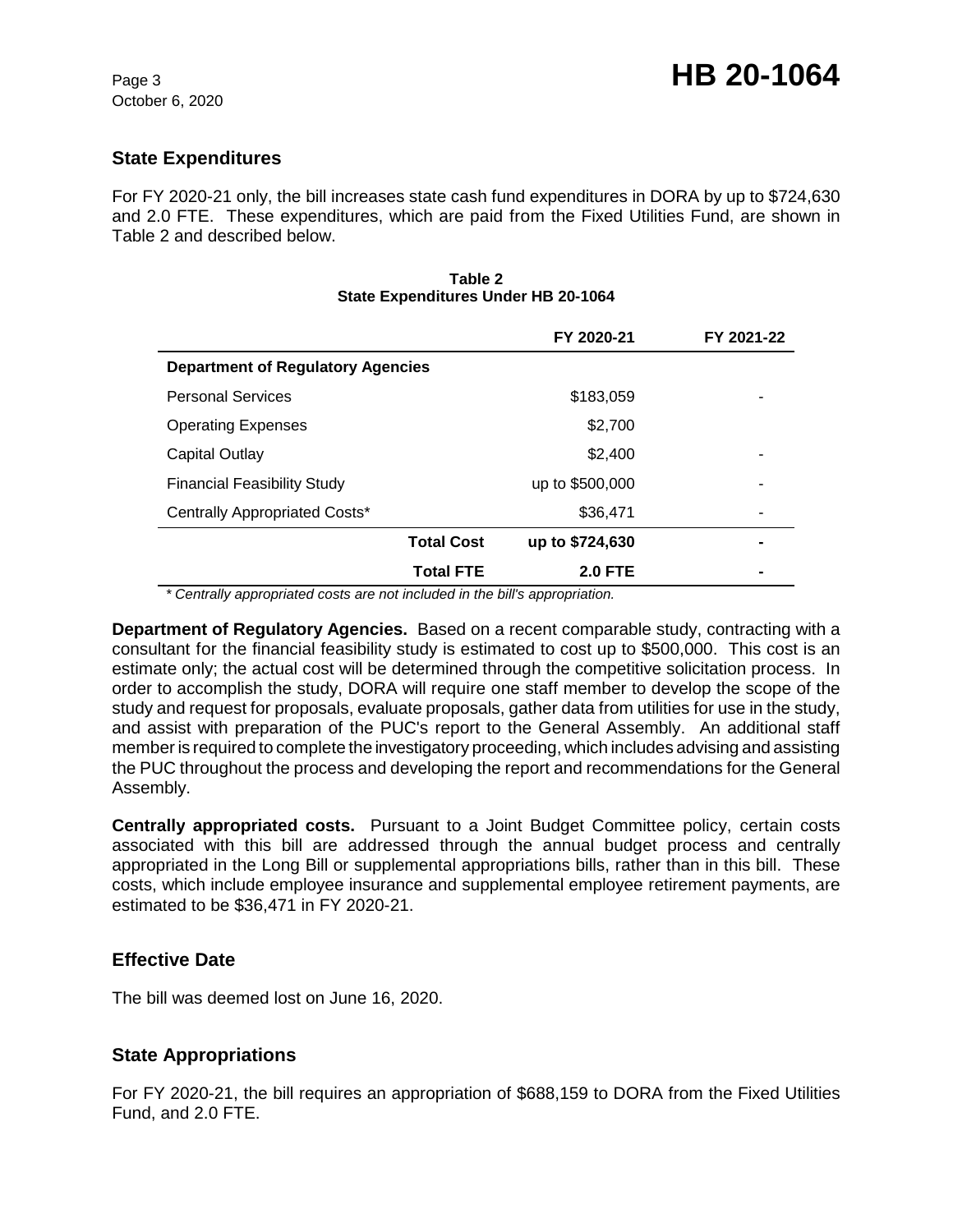## State Expenditures

For FY 2020-21 only, the bill increases state cash fund expenditures in DORA by up to $724,630 and 2.0 FTE. These expenditures, which are paid from the Fixed Utilities Fund, are shown in Table 2 and described below.

**Table 2**
**State Expenditures Under HB 20-1064**

| | FY 2020-21 | FY 2021-22 |
|---|---|---|
| **Department of Regulatory Agencies** | | |
| Personal Services | $183,059 | - |
| Operating Expenses | $2,700 | |
| Capital Outlay | $2,400 | - |
| Financial Feasibility Study | up to $500,000 | - |
| Centrally Appropriated Costs* | $36,471 | - |
| **Total Cost** | **up to $724,630** | **-** |
| **Total FTE** | **2.0 FTE** | **-** |

*\* Centrally appropriated costs are not included in the bill's appropriation.*

**Department of Regulatory Agencies.** Based on a recent comparable study, contracting with a consultant for the financial feasibility study is estimated to cost up to $500,000. This cost is an estimate only; the actual cost will be determined through the competitive solicitation process. In order to accomplish the study, DORA will require one staff member to develop the scope of the study and request for proposals, evaluate proposals, gather data from utilities for use in the study, and assist with preparation of the PUC's report to the General Assembly. An additional staff member is required to complete the investigatory proceeding, which includes advising and assisting the PUC throughout the process and developing the report and recommendations for the General Assembly.

**Centrally appropriated costs.** Pursuant to a Joint Budget Committee policy, certain costs associated with this bill are addressed through the annual budget process and centrally appropriated in the Long Bill or supplemental appropriations bills, rather than in this bill. These costs, which include employee insurance and supplemental employee retirement payments, are estimated to be $36,471 in FY 2020-21.

## Effective Date

The bill was deemed lost on June 16, 2020.

## State Appropriations

For FY 2020-21, the bill requires an appropriation of $688,159 to DORA from the Fixed Utilities Fund, and 2.0 FTE.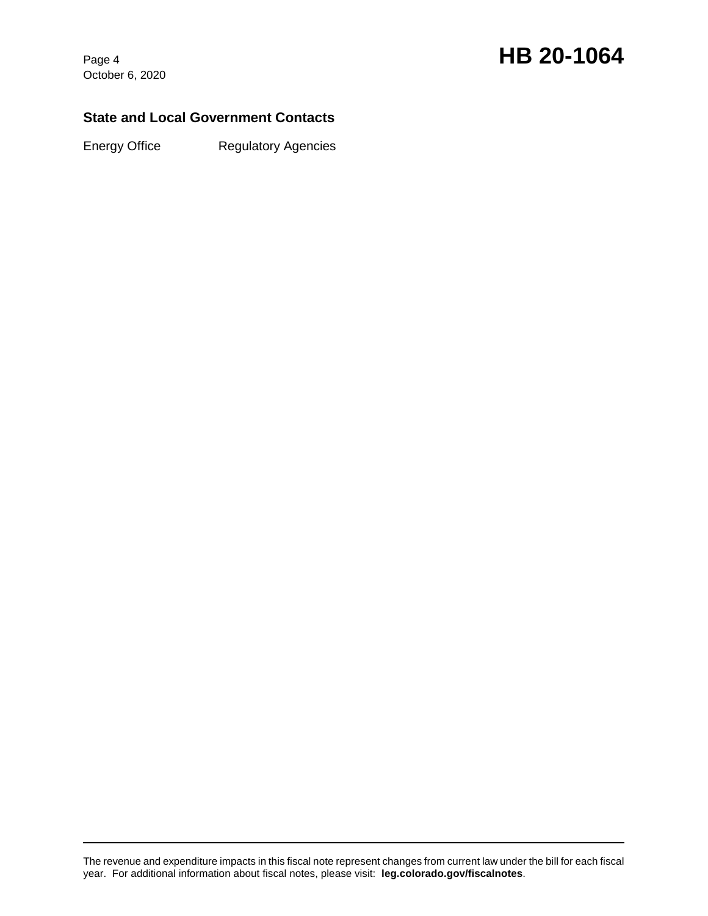## State and Local Government Contacts

Energy Office    Regulatory Agencies